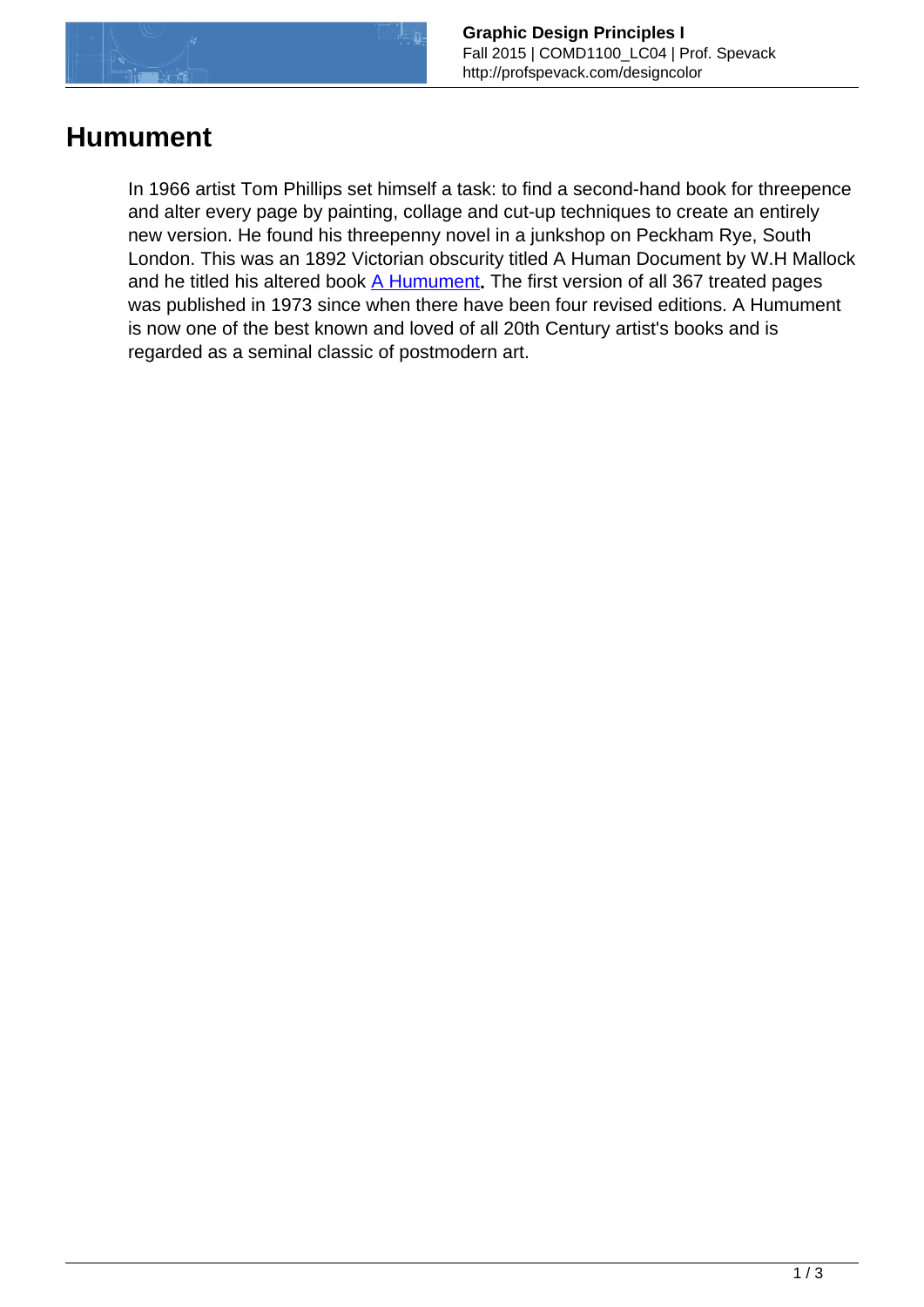# Humument

In 1966 artist Tom Phillips set himself a task: to find a second-hand book for threepence and alter every page by painting, collage and cut-up techniques to create an entirely new version. He found his threepenny novel in a junkshop on Peckham Rye, South London. This was an 1892 Victorian obscurity titled A Human Document by W.H Mallock and he titled his altered book A Humument**.** The first version of all 367 treated pages was published in 1973 since when there have been four revised editions. A Humument is now one of the best known and loved of all 20th Century artist's books and is regarded as a seminal classic of postmodern art.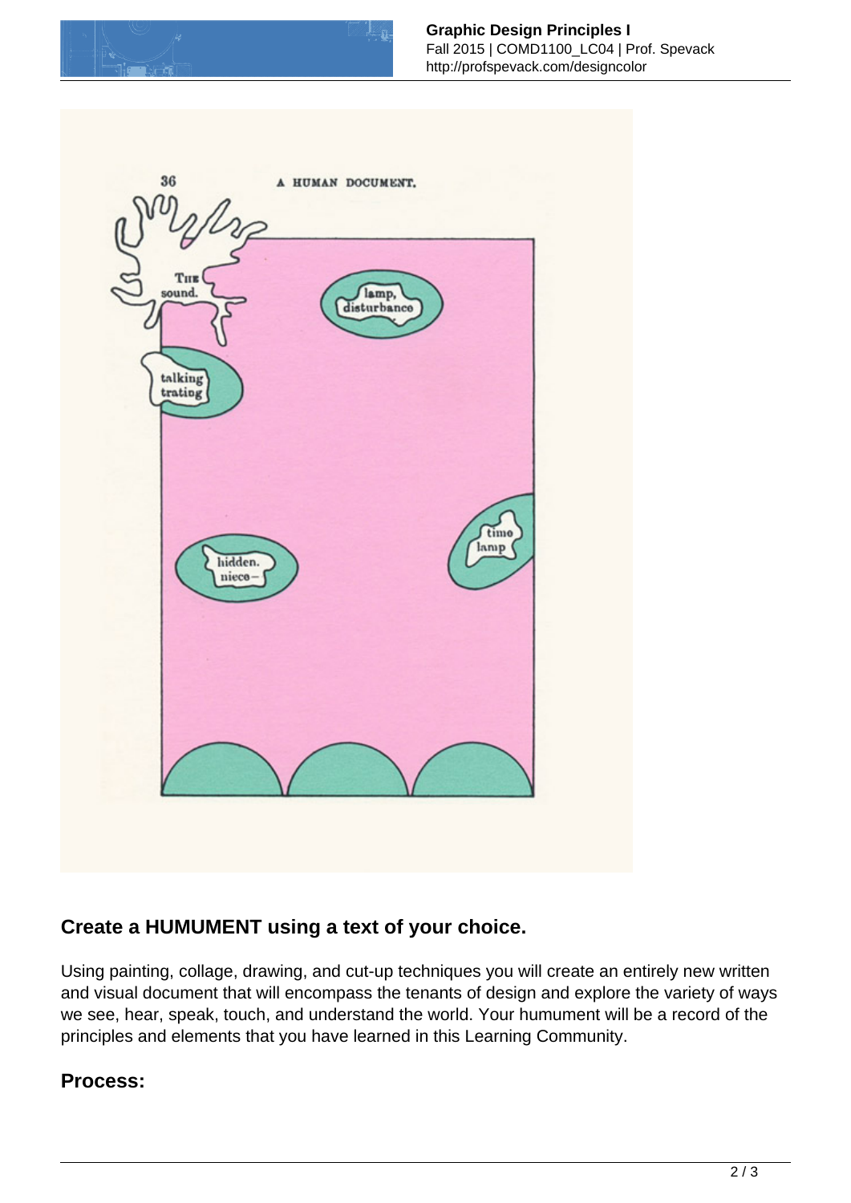## Create a HUMUMENT using a text of your choice.

Using painting, collage, drawing, and cut-up techniques you will create an entirely new written and visual document that will encompass the tenants of design and explore the variety of ways we see, hear, speak, touch, and understand the world. Your humument will be a record of the principles and elements that you have learned in this Learning Community.

## Process: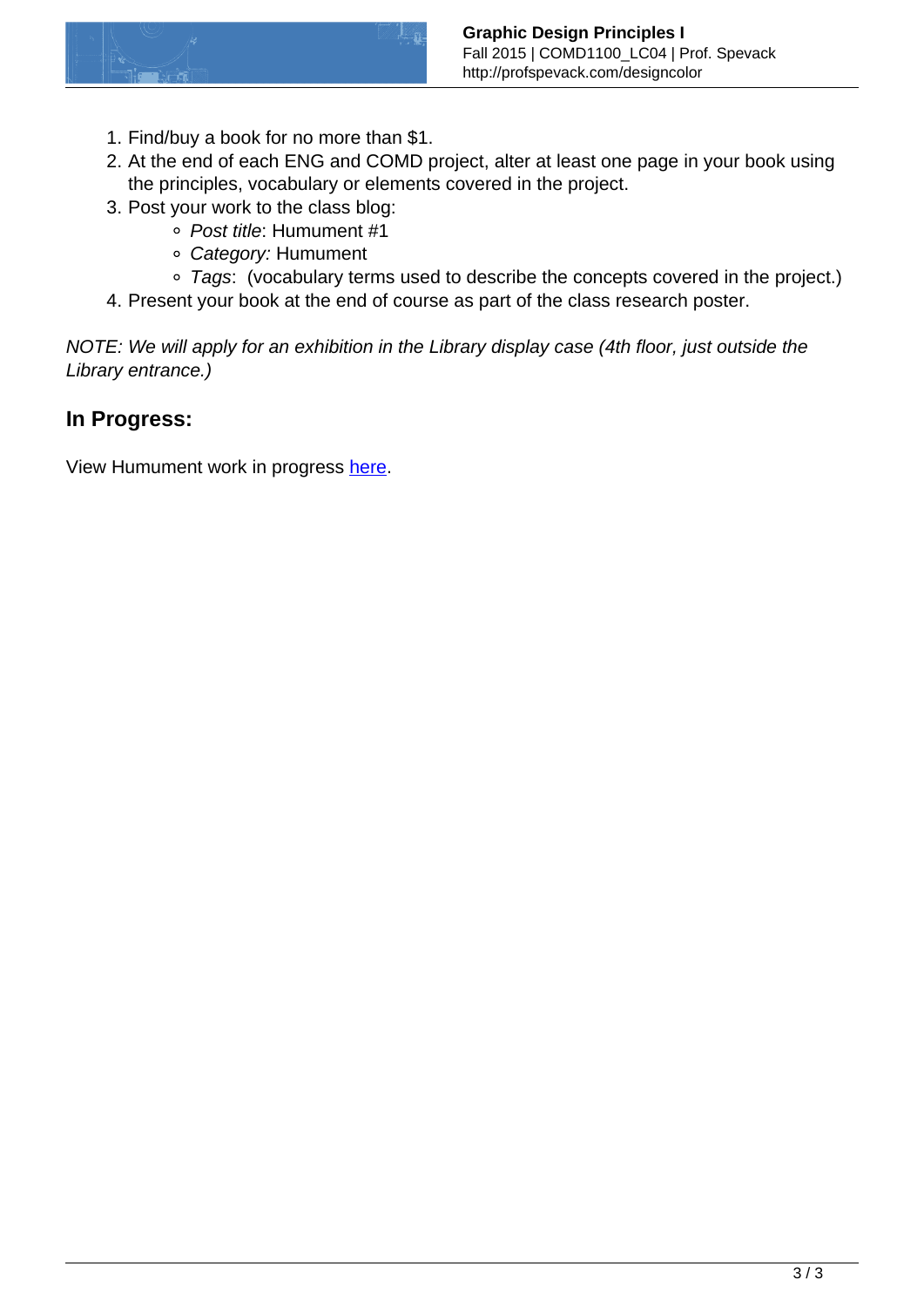1. Find/buy a book for no more than $1.
2. At the end of each ENG and COMD project, alter at least one page in your book using the principles, vocabulary or elements covered in the project.
3. Post your work to the class blog:
    - *Post title*: Humument #1
    - *Category:* Humument
    - *Tags*: (vocabulary terms used to describe the concepts covered in the project.)
4. Present your book at the end of course as part of the class research poster.

*NOTE: We will apply for an exhibition in the Library display case (4th floor, just outside the Library entrance.)*

## In Progress:

View Humument work in progress here.